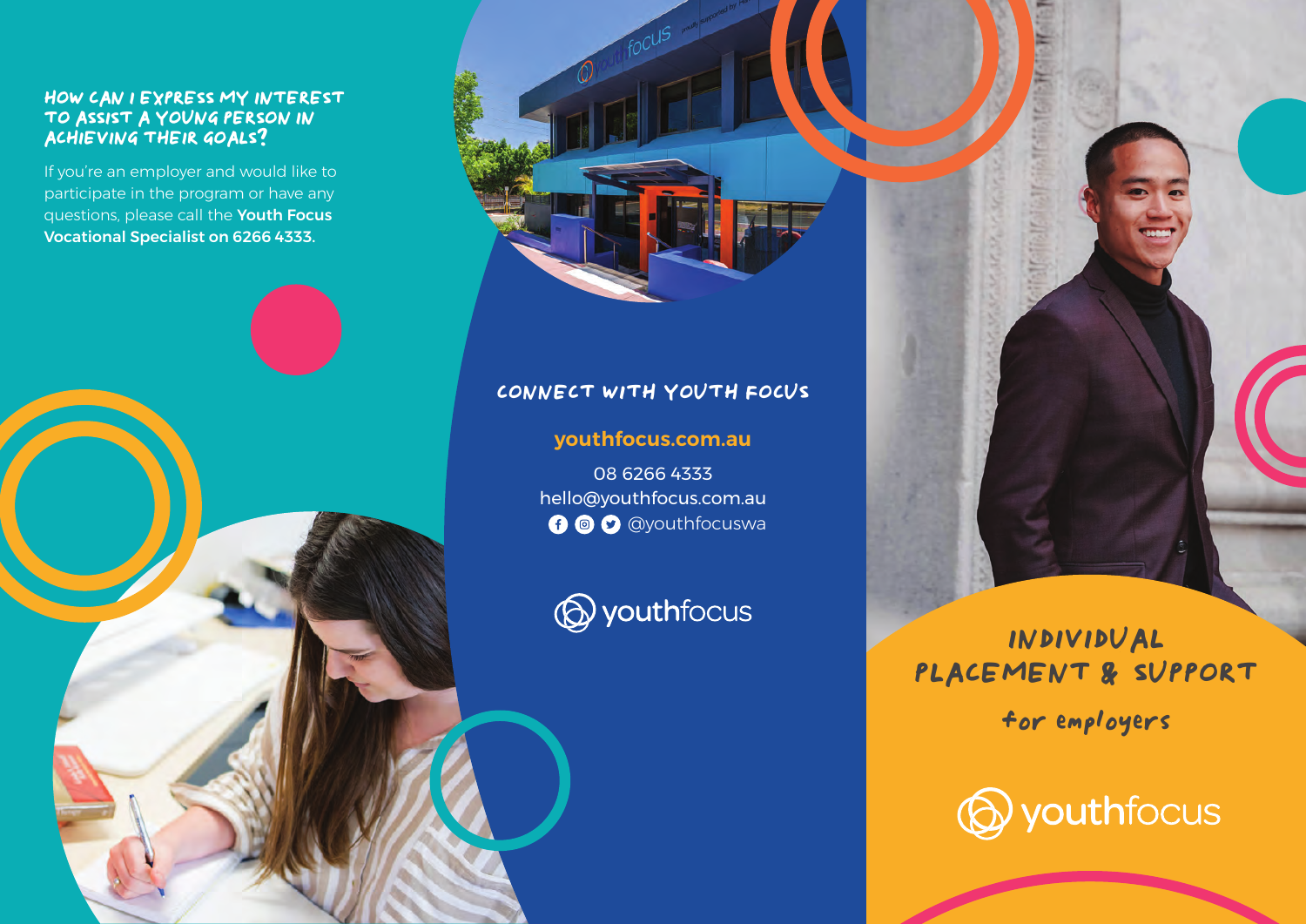### HOW CAN I EXPRESS MY INTEREST TO ASSIST A YOUNG PERSON IN ACHIEVING THEIR GOALS?

If you're an employer and would like to participate in the program or have any questions, please call the **Youth Focus Vocational Specialist on 6266 4333.**

### CONNECT WITH YOUTH FOCUS

**youthfocus.com.au**

08 6266 4333

hello@youthfocus.com.au

@youthfocuswa

youthfocus

# INDIVIDUAL PLACEMENT & SUPPORT

## for employers

youthfocus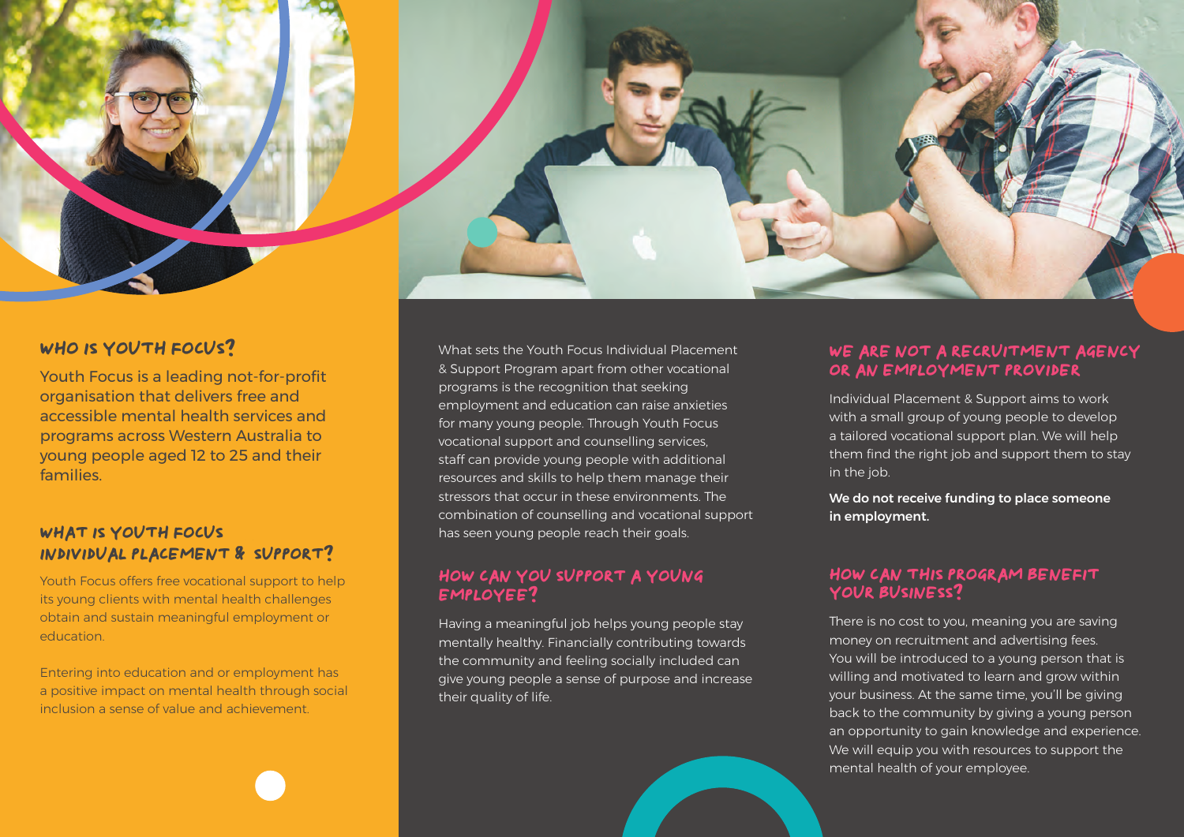## WHO IS YOUTH FOCUS?

Youth Focus is a leading not-for-profit organisation that delivers free and accessible mental health services and programs across Western Australia to young people aged 12 to 25 and their families.

## WHAT IS YOUTH FOCUS INDIVIDUAL PLACEMENT & SUPPORT?

Youth Focus offers free vocational support to help its young clients with mental health challenges obtain and sustain meaningful employment or education.

Entering into education and or employment has a positive impact on mental health through social inclusion a sense of value and achievement.

What sets the Youth Focus Individual Placement & Support Program apart from other vocational programs is the recognition that seeking employment and education can raise anxieties for many young people. Through Youth Focus vocational support and counselling services, staff can provide young people with additional resources and skills to help them manage their stressors that occur in these environments. The combination of counselling and vocational support has seen young people reach their goals.

## HOW CAN YOU SUPPORT A YOUNG EMPLOYEE?

Having a meaningful job helps young people stay mentally healthy. Financially contributing towards the community and feeling socially included can give young people a sense of purpose and increase their quality of life.

## WE ARE NOT A RECRUITMENT AGENCY OR AN EMPLOYMENT PROVIDER

Individual Placement & Support aims to work with a small group of young people to develop a tailored vocational support plan. We will help them find the right job and support them to stay in the job.

**We do not receive funding to place someone in employment.**

## HOW CAN THIS PROGRAM BENEFIT YOUR BUSINESS?

There is no cost to you, meaning you are saving money on recruitment and advertising fees. You will be introduced to a young person that is willing and motivated to learn and grow within your business. At the same time, you'll be giving back to the community by giving a young person an opportunity to gain knowledge and experience. We will equip you with resources to support the mental health of your employee.